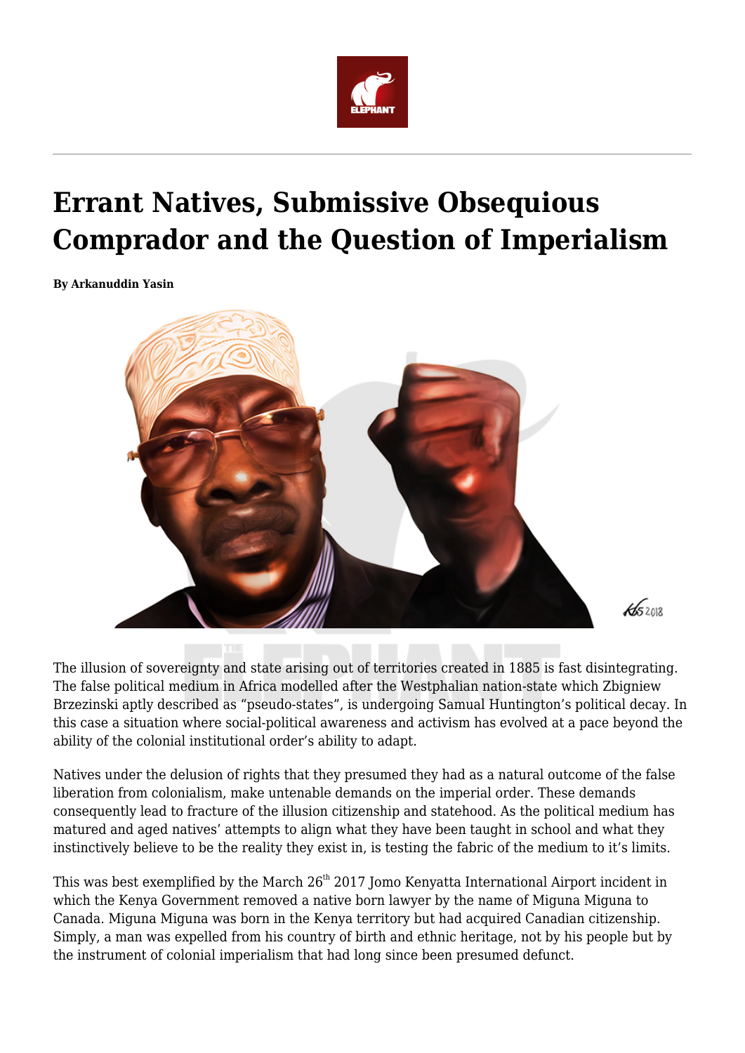# Errant Natives, Submissive Obsequious Comprador and the Question of Imperialism

**By Arkanuddin Yasin**

The illusion of sovereignty and state arising out of territories created in 1885 is fast disintegrating. The false political medium in Africa modelled after the Westphalian nation-state which Zbigniew Brzezinski aptly described as "pseudo-states", is undergoing Samual Huntington's political decay. In this case a situation where social-political awareness and activism has evolved at a pace beyond the ability of the colonial institutional order's ability to adapt.

Natives under the delusion of rights that they presumed they had as a natural outcome of the false liberation from colonialism, make untenable demands on the imperial order. These demands consequently lead to fracture of the illusion citizenship and statehood. As the political medium has matured and aged natives' attempts to align what they have been taught in school and what they instinctively believe to be the reality they exist in, is testing the fabric of the medium to it's limits.

This was best exemplified by the March 26th 2017 Jomo Kenyatta International Airport incident in which the Kenya Government removed a native born lawyer by the name of Miguna Miguna to Canada. Miguna Miguna was born in the Kenya territory but had acquired Canadian citizenship. Simply, a man was expelled from his country of birth and ethnic heritage, not by his people but by the instrument of colonial imperialism that had long since been presumed defunct.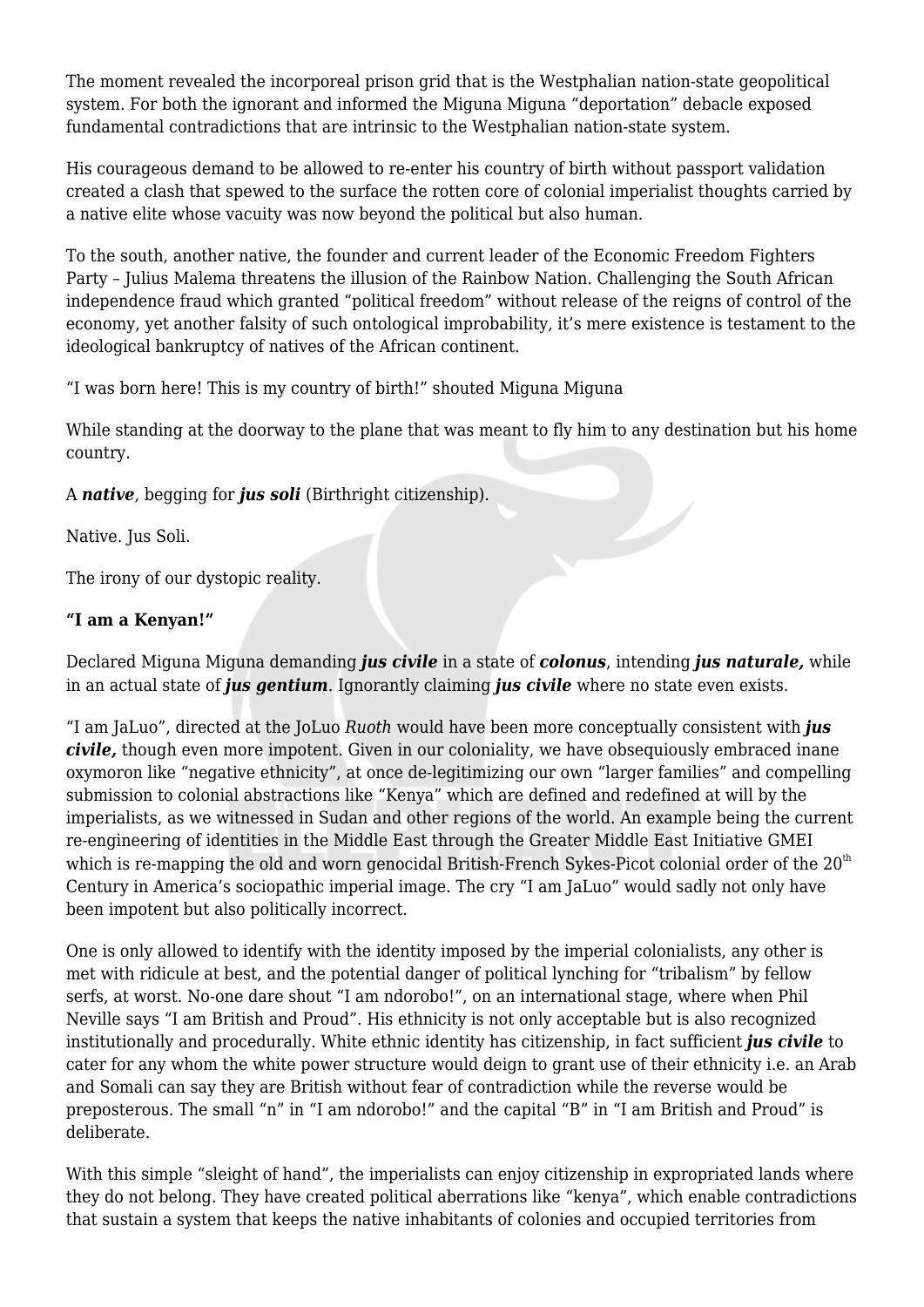The moment revealed the incorporeal prison grid that is the Westphalian nation-state geopolitical system. For both the ignorant and informed the Miguna Miguna "deportation" debacle exposed fundamental contradictions that are intrinsic to the Westphalian nation-state system.

His courageous demand to be allowed to re-enter his country of birth without passport validation created a clash that spewed to the surface the rotten core of colonial imperialist thoughts carried by a native elite whose vacuity was now beyond the political but also human.

To the south, another native, the founder and current leader of the Economic Freedom Fighters Party – Julius Malema threatens the illusion of the Rainbow Nation. Challenging the South African independence fraud which granted "political freedom" without release of the reigns of control of the economy, yet another falsity of such ontological improbability, it's mere existence is testament to the ideological bankruptcy of natives of the African continent.

"I was born here! This is my country of birth!" shouted Miguna Miguna

While standing at the doorway to the plane that was meant to fly him to any destination but his home country.

A ***native***, begging for ***jus soli*** (Birthright citizenship).

Native. Jus Soli.

The irony of our dystopic reality.

**"I am a Kenyan!"**

Declared Miguna Miguna demanding ***jus civile*** in a state of ***colonus***, intending ***jus naturale,*** while in an actual state of ***jus gentium***. Ignorantly claiming ***jus civile*** where no state even exists.

"I am JaLuo", directed at the JoLuo *Ruoth* would have been more conceptually consistent with ***jus civile,*** though even more impotent. Given in our coloniality, we have obsequiously embraced inane oxymoron like "negative ethnicity", at once de-legitimizing our own "larger families" and compelling submission to colonial abstractions like "Kenya" which are defined and redefined at will by the imperialists, as we witnessed in Sudan and other regions of the world. An example being the current re-engineering of identities in the Middle East through the Greater Middle East Initiative GMEI which is re-mapping the old and worn genocidal British-French Sykes-Picot colonial order of the 20th Century in America's sociopathic imperial image. The cry "I am JaLuo" would sadly not only have been impotent but also politically incorrect.

One is only allowed to identify with the identity imposed by the imperial colonialists, any other is met with ridicule at best, and the potential danger of political lynching for "tribalism" by fellow serfs, at worst. No-one dare shout "I am ndorobo!", on an international stage, where when Phil Neville says "I am British and Proud". His ethnicity is not only acceptable but is also recognized institutionally and procedurally. White ethnic identity has citizenship, in fact sufficient ***jus civile*** to cater for any whom the white power structure would deign to grant use of their ethnicity i.e. an Arab and Somali can say they are British without fear of contradiction while the reverse would be preposterous. The small "n" in "I am ndorobo!" and the capital "B" in "I am British and Proud" is deliberate.

With this simple "sleight of hand", the imperialists can enjoy citizenship in expropriated lands where they do not belong. They have created political aberrations like "kenya", which enable contradictions that sustain a system that keeps the native inhabitants of colonies and occupied territories from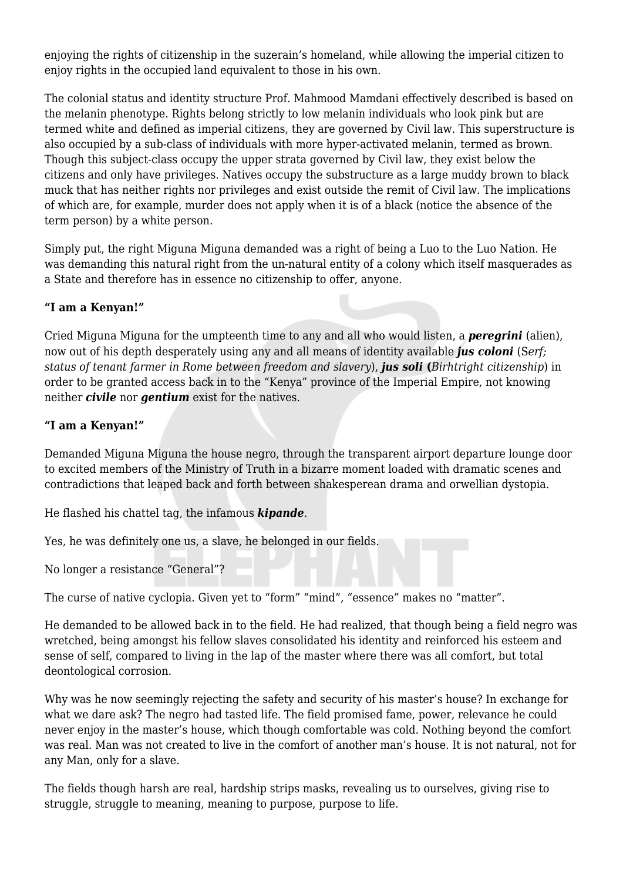enjoying the rights of citizenship in the suzerain's homeland, while allowing the imperial citizen to enjoy rights in the occupied land equivalent to those in his own.

The colonial status and identity structure Prof. Mahmood Mamdani effectively described is based on the melanin phenotype. Rights belong strictly to low melanin individuals who look pink but are termed white and defined as imperial citizens, they are governed by Civil law. This superstructure is also occupied by a sub-class of individuals with more hyper-activated melanin, termed as brown. Though this subject-class occupy the upper strata governed by Civil law, they exist below the citizens and only have privileges. Natives occupy the substructure as a large muddy brown to black muck that has neither rights nor privileges and exist outside the remit of Civil law. The implications of which are, for example, murder does not apply when it is of a black (notice the absence of the term person) by a white person.

Simply put, the right Miguna Miguna demanded was a right of being a Luo to the Luo Nation. He was demanding this natural right from the un-natural entity of a colony which itself masquerades as a State and therefore has in essence no citizenship to offer, anyone.

**"I am a Kenyan!"**

Cried Miguna Miguna for the umpteenth time to any and all who would listen, a ***peregrini*** (alien), now out of his depth desperately using any and all means of identity available ***jus coloni*** (*Serf; status of tenant farmer in Rome between freedom and slavery*), ***jus soli*** **(***Birhtright citizenship*) in order to be granted access back in to the "Kenya" province of the Imperial Empire, not knowing neither ***civile*** nor ***gentium*** exist for the natives.

**"I am a Kenyan!"**

Demanded Miguna Miguna the house negro, through the transparent airport departure lounge door to excited members of the Ministry of Truth in a bizarre moment loaded with dramatic scenes and contradictions that leaped back and forth between shakesperean drama and orwellian dystopia.

He flashed his chattel tag, the infamous ***kipande***.

Yes, he was definitely one us, a slave, he belonged in our fields.

No longer a resistance "General"?

The curse of native cyclopia. Given yet to "form" "mind", "essence" makes no "matter".

He demanded to be allowed back in to the field. He had realized, that though being a field negro was wretched, being amongst his fellow slaves consolidated his identity and reinforced his esteem and sense of self, compared to living in the lap of the master where there was all comfort, but total deontological corrosion.

Why was he now seemingly rejecting the safety and security of his master's house? In exchange for what we dare ask? The negro had tasted life. The field promised fame, power, relevance he could never enjoy in the master's house, which though comfortable was cold. Nothing beyond the comfort was real. Man was not created to live in the comfort of another man's house. It is not natural, not for any Man, only for a slave.

The fields though harsh are real, hardship strips masks, revealing us to ourselves, giving rise to struggle, struggle to meaning, meaning to purpose, purpose to life.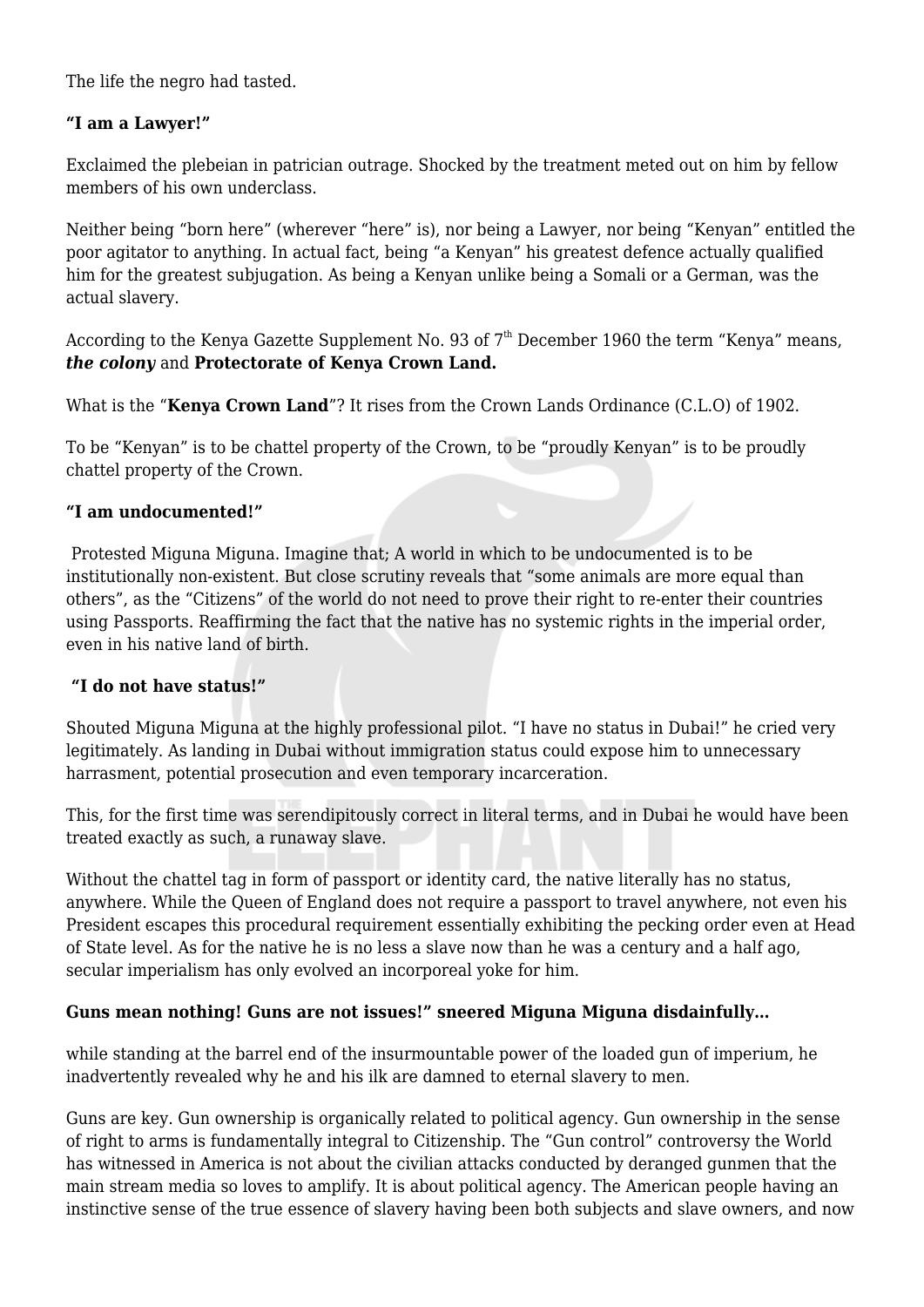The life the negro had tasted.

**"I am a Lawyer!"**

Exclaimed the plebeian in patrician outrage. Shocked by the treatment meted out on him by fellow members of his own underclass.

Neither being "born here" (wherever "here" is), nor being a Lawyer, nor being "Kenyan" entitled the poor agitator to anything. In actual fact, being "a Kenyan" his greatest defence actually qualified him for the greatest subjugation. As being a Kenyan unlike being a Somali or a German, was the actual slavery.

According to the Kenya Gazette Supplement No. 93 of 7th December 1960 the term "Kenya" means, ***the colony*** and **Protectorate of Kenya Crown Land.**

What is the "**Kenya Crown Land**"? It rises from the Crown Lands Ordinance (C.L.O) of 1902.

To be "Kenyan" is to be chattel property of the Crown, to be "proudly Kenyan" is to be proudly chattel property of the Crown.

**"I am undocumented!"**

Protested Miguna Miguna. Imagine that; A world in which to be undocumented is to be institutionally non-existent. But close scrutiny reveals that "some animals are more equal than others", as the "Citizens" of the world do not need to prove their right to re-enter their countries using Passports. Reaffirming the fact that the native has no systemic rights in the imperial order, even in his native land of birth.

**"I do not have status!"**

Shouted Miguna Miguna at the highly professional pilot. "I have no status in Dubai!" he cried very legitimately. As landing in Dubai without immigration status could expose him to unnecessary harrasment, potential prosecution and even temporary incarceration.

This, for the first time was serendipitously correct in literal terms, and in Dubai he would have been treated exactly as such, a runaway slave.

Without the chattel tag in form of passport or identity card, the native literally has no status, anywhere. While the Queen of England does not require a passport to travel anywhere, not even his President escapes this procedural requirement essentially exhibiting the pecking order even at Head of State level. As for the native he is no less a slave now than he was a century and a half ago, secular imperialism has only evolved an incorporeal yoke for him.

**Guns mean nothing! Guns are not issues!" sneered Miguna Miguna disdainfully…**

while standing at the barrel end of the insurmountable power of the loaded gun of imperium, he inadvertently revealed why he and his ilk are damned to eternal slavery to men.

Guns are key. Gun ownership is organically related to political agency. Gun ownership in the sense of right to arms is fundamentally integral to Citizenship. The "Gun control" controversy the World has witnessed in America is not about the civilian attacks conducted by deranged gunmen that the main stream media so loves to amplify. It is about political agency. The American people having an instinctive sense of the true essence of slavery having been both subjects and slave owners, and now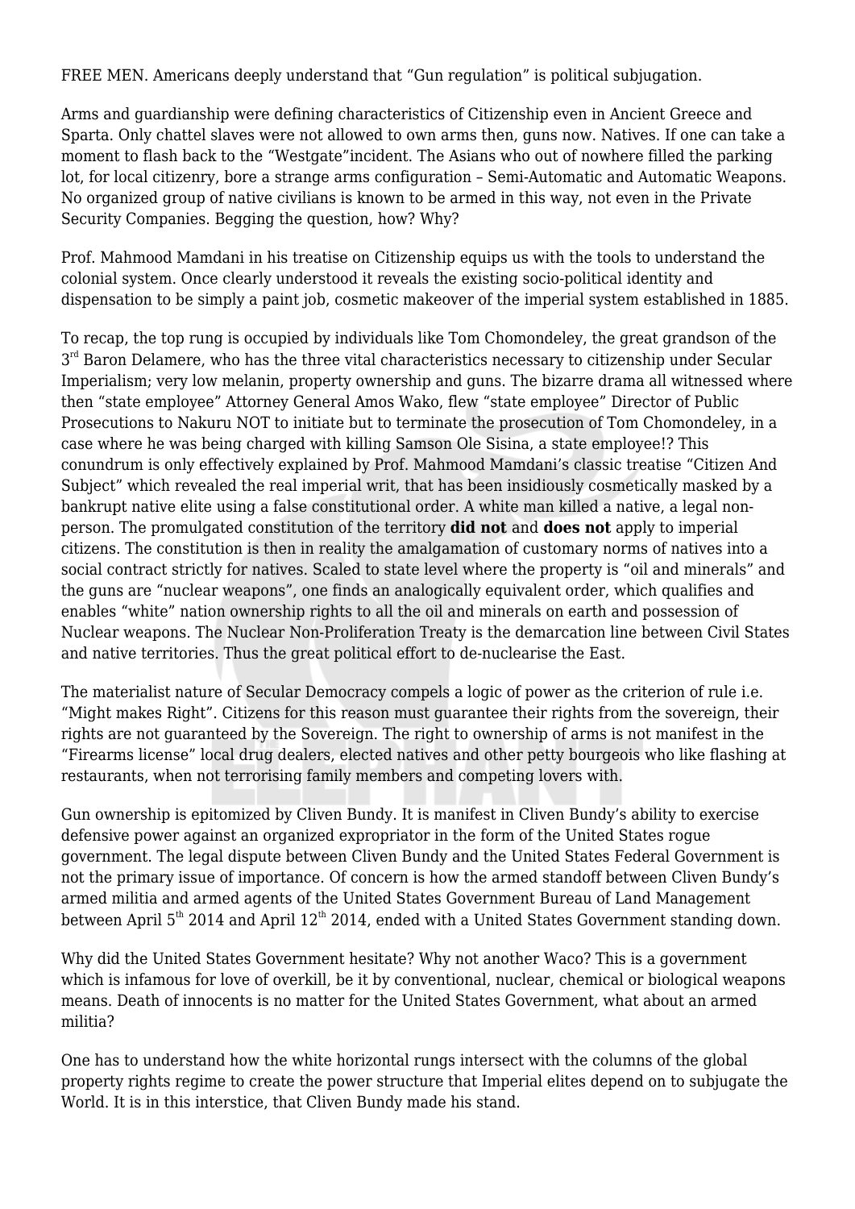FREE MEN. Americans deeply understand that "Gun regulation" is political subjugation.

Arms and guardianship were defining characteristics of Citizenship even in Ancient Greece and Sparta. Only chattel slaves were not allowed to own arms then, guns now. Natives. If one can take a moment to flash back to the "Westgate"incident. The Asians who out of nowhere filled the parking lot, for local citizenry, bore a strange arms configuration – Semi-Automatic and Automatic Weapons. No organized group of native civilians is known to be armed in this way, not even in the Private Security Companies. Begging the question, how? Why?

Prof. Mahmood Mamdani in his treatise on Citizenship equips us with the tools to understand the colonial system. Once clearly understood it reveals the existing socio-political identity and dispensation to be simply a paint job, cosmetic makeover of the imperial system established in 1885.

To recap, the top rung is occupied by individuals like Tom Chomondeley, the great grandson of the 3rd Baron Delamere, who has the three vital characteristics necessary to citizenship under Secular Imperialism; very low melanin, property ownership and guns. The bizarre drama all witnessed where then "state employee" Attorney General Amos Wako, flew "state employee" Director of Public Prosecutions to Nakuru NOT to initiate but to terminate the prosecution of Tom Chomondeley, in a case where he was being charged with killing Samson Ole Sisina, a state employee!? This conundrum is only effectively explained by Prof. Mahmood Mamdani's classic treatise "Citizen And Subject" which revealed the real imperial writ, that has been insidiously cosmetically masked by a bankrupt native elite using a false constitutional order. A white man killed a native, a legal non-person. The promulgated constitution of the territory **did not** and **does not** apply to imperial citizens. The constitution is then in reality the amalgamation of customary norms of natives into a social contract strictly for natives. Scaled to state level where the property is "oil and minerals" and the guns are "nuclear weapons", one finds an analogically equivalent order, which qualifies and enables "white" nation ownership rights to all the oil and minerals on earth and possession of Nuclear weapons. The Nuclear Non-Proliferation Treaty is the demarcation line between Civil States and native territories. Thus the great political effort to de-nuclearise the East.

The materialist nature of Secular Democracy compels a logic of power as the criterion of rule i.e. "Might makes Right". Citizens for this reason must guarantee their rights from the sovereign, their rights are not guaranteed by the Sovereign. The right to ownership of arms is not manifest in the "Firearms license" local drug dealers, elected natives and other petty bourgeois who like flashing at restaurants, when not terrorising family members and competing lovers with.

Gun ownership is epitomized by Cliven Bundy. It is manifest in Cliven Bundy's ability to exercise defensive power against an organized expropriator in the form of the United States rogue government. The legal dispute between Cliven Bundy and the United States Federal Government is not the primary issue of importance. Of concern is how the armed standoff between Cliven Bundy's armed militia and armed agents of the United States Government Bureau of Land Management between April 5th 2014 and April 12th 2014, ended with a United States Government standing down.

Why did the United States Government hesitate? Why not another Waco? This is a government which is infamous for love of overkill, be it by conventional, nuclear, chemical or biological weapons means. Death of innocents is no matter for the United States Government, what about an armed militia?

One has to understand how the white horizontal rungs intersect with the columns of the global property rights regime to create the power structure that Imperial elites depend on to subjugate the World. It is in this interstice, that Cliven Bundy made his stand.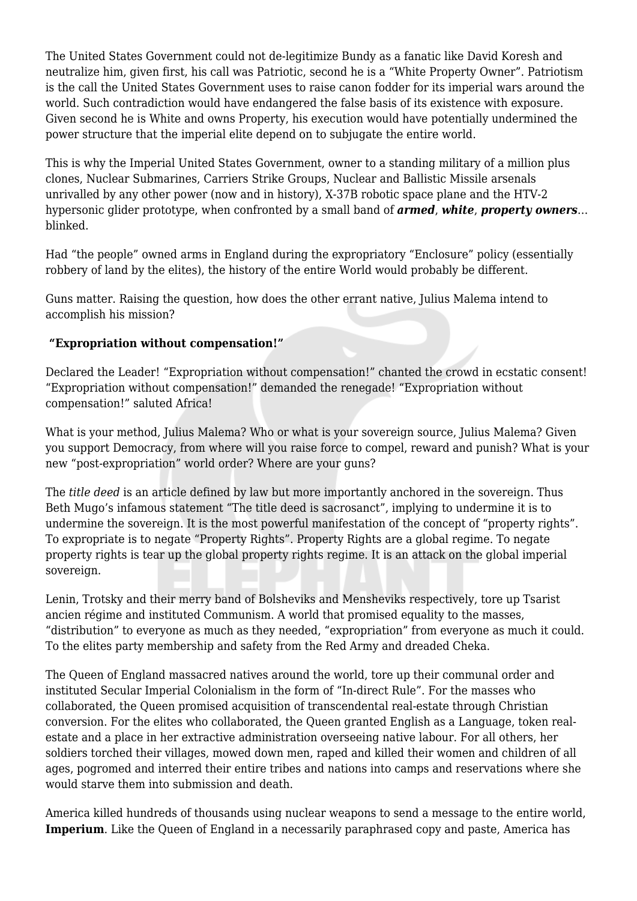The United States Government could not de-legitimize Bundy as a fanatic like David Koresh and neutralize him, given first, his call was Patriotic, second he is a "White Property Owner". Patriotism is the call the United States Government uses to raise canon fodder for its imperial wars around the world. Such contradiction would have endangered the false basis of its existence with exposure. Given second he is White and owns Property, his execution would have potentially undermined the power structure that the imperial elite depend on to subjugate the entire world.

This is why the Imperial United States Government, owner to a standing military of a million plus clones, Nuclear Submarines, Carriers Strike Groups, Nuclear and Ballistic Missile arsenals unrivalled by any other power (now and in history), X-37B robotic space plane and the HTV-2 hypersonic glider prototype, when confronted by a small band of ***armed***, ***white***, ***property owners***… blinked.

Had "the people" owned arms in England during the expropriatory "Enclosure" policy (essentially robbery of land by the elites), the history of the entire World would probably be different.

Guns matter. Raising the question, how does the other errant native, Julius Malema intend to accomplish his mission?

**"Expropriation without compensation!"**

Declared the Leader! "Expropriation without compensation!" chanted the crowd in ecstatic consent! "Expropriation without compensation!" demanded the renegade! "Expropriation without compensation!" saluted Africa!

What is your method, Julius Malema? Who or what is your sovereign source, Julius Malema? Given you support Democracy, from where will you raise force to compel, reward and punish? What is your new "post-expropriation" world order? Where are your guns?

The *title deed* is an article defined by law but more importantly anchored in the sovereign. Thus Beth Mugo's infamous statement "The title deed is sacrosanct", implying to undermine it is to undermine the sovereign. It is the most powerful manifestation of the concept of "property rights". To expropriate is to negate "Property Rights". Property Rights are a global regime. To negate property rights is tear up the global property rights regime. It is an attack on the global imperial sovereign.

Lenin, Trotsky and their merry band of Bolsheviks and Mensheviks respectively, tore up Tsarist ancien régime and instituted Communism. A world that promised equality to the masses, "distribution" to everyone as much as they needed, "expropriation" from everyone as much it could. To the elites party membership and safety from the Red Army and dreaded Cheka.

The Queen of England massacred natives around the world, tore up their communal order and instituted Secular Imperial Colonialism in the form of "In-direct Rule". For the masses who collaborated, the Queen promised acquisition of transcendental real-estate through Christian conversion. For the elites who collaborated, the Queen granted English as a Language, token real-estate and a place in her extractive administration overseeing native labour. For all others, her soldiers torched their villages, mowed down men, raped and killed their women and children of all ages, pogromed and interred their entire tribes and nations into camps and reservations where she would starve them into submission and death.

America killed hundreds of thousands using nuclear weapons to send a message to the entire world, **Imperium**. Like the Queen of England in a necessarily paraphrased copy and paste, America has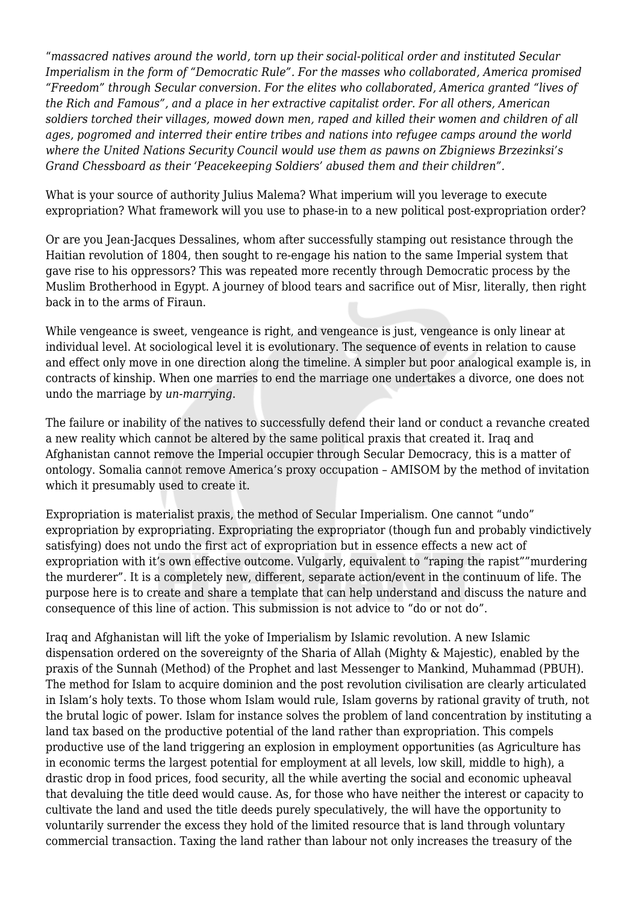*"massacred natives around the world, torn up their social-political order and instituted Secular Imperialism in the form of "Democratic Rule". For the masses who collaborated, America promised "Freedom" through Secular conversion. For the elites who collaborated, America granted "lives of the Rich and Famous", and a place in her extractive capitalist order. For all others, American soldiers torched their villages, mowed down men, raped and killed their women and children of all ages, pogromed and interred their entire tribes and nations into refugee camps around the world where the United Nations Security Council would use them as pawns on Zbigniews Brzezinksi's Grand Chessboard as their 'Peacekeeping Soldiers' abused them and their children".*

What is your source of authority Julius Malema? What imperium will you leverage to execute expropriation? What framework will you use to phase-in to a new political post-expropriation order?

Or are you Jean-Jacques Dessalines, whom after successfully stamping out resistance through the Haitian revolution of 1804, then sought to re-engage his nation to the same Imperial system that gave rise to his oppressors? This was repeated more recently through Democratic process by the Muslim Brotherhood in Egypt. A journey of blood tears and sacrifice out of Misr, literally, then right back in to the arms of Firaun.

While vengeance is sweet, vengeance is right, and vengeance is just, vengeance is only linear at individual level. At sociological level it is evolutionary. The sequence of events in relation to cause and effect only move in one direction along the timeline. A simpler but poor analogical example is, in contracts of kinship. When one marries to end the marriage one undertakes a divorce, one does not undo the marriage by *un-marrying*.

The failure or inability of the natives to successfully defend their land or conduct a revanche created a new reality which cannot be altered by the same political praxis that created it. Iraq and Afghanistan cannot remove the Imperial occupier through Secular Democracy, this is a matter of ontology. Somalia cannot remove America's proxy occupation – AMISOM by the method of invitation which it presumably used to create it.

Expropriation is materialist praxis, the method of Secular Imperialism. One cannot "undo" expropriation by expropriating. Expropriating the expropriator (though fun and probably vindictively satisfying) does not undo the first act of expropriation but in essence effects a new act of expropriation with it's own effective outcome. Vulgarly, equivalent to "raping the rapist""murdering the murderer". It is a completely new, different, separate action/event in the continuum of life. The purpose here is to create and share a template that can help understand and discuss the nature and consequence of this line of action. This submission is not advice to "do or not do".

Iraq and Afghanistan will lift the yoke of Imperialism by Islamic revolution. A new Islamic dispensation ordered on the sovereignty of the Sharia of Allah (Mighty & Majestic), enabled by the praxis of the Sunnah (Method) of the Prophet and last Messenger to Mankind, Muhammad (PBUH). The method for Islam to acquire dominion and the post revolution civilisation are clearly articulated in Islam's holy texts. To those whom Islam would rule, Islam governs by rational gravity of truth, not the brutal logic of power. Islam for instance solves the problem of land concentration by instituting a land tax based on the productive potential of the land rather than expropriation. This compels productive use of the land triggering an explosion in employment opportunities (as Agriculture has in economic terms the largest potential for employment at all levels, low skill, middle to high), a drastic drop in food prices, food security, all the while averting the social and economic upheaval that devaluing the title deed would cause. As, for those who have neither the interest or capacity to cultivate the land and used the title deeds purely speculatively, the will have the opportunity to voluntarily surrender the excess they hold of the limited resource that is land through voluntary commercial transaction. Taxing the land rather than labour not only increases the treasury of the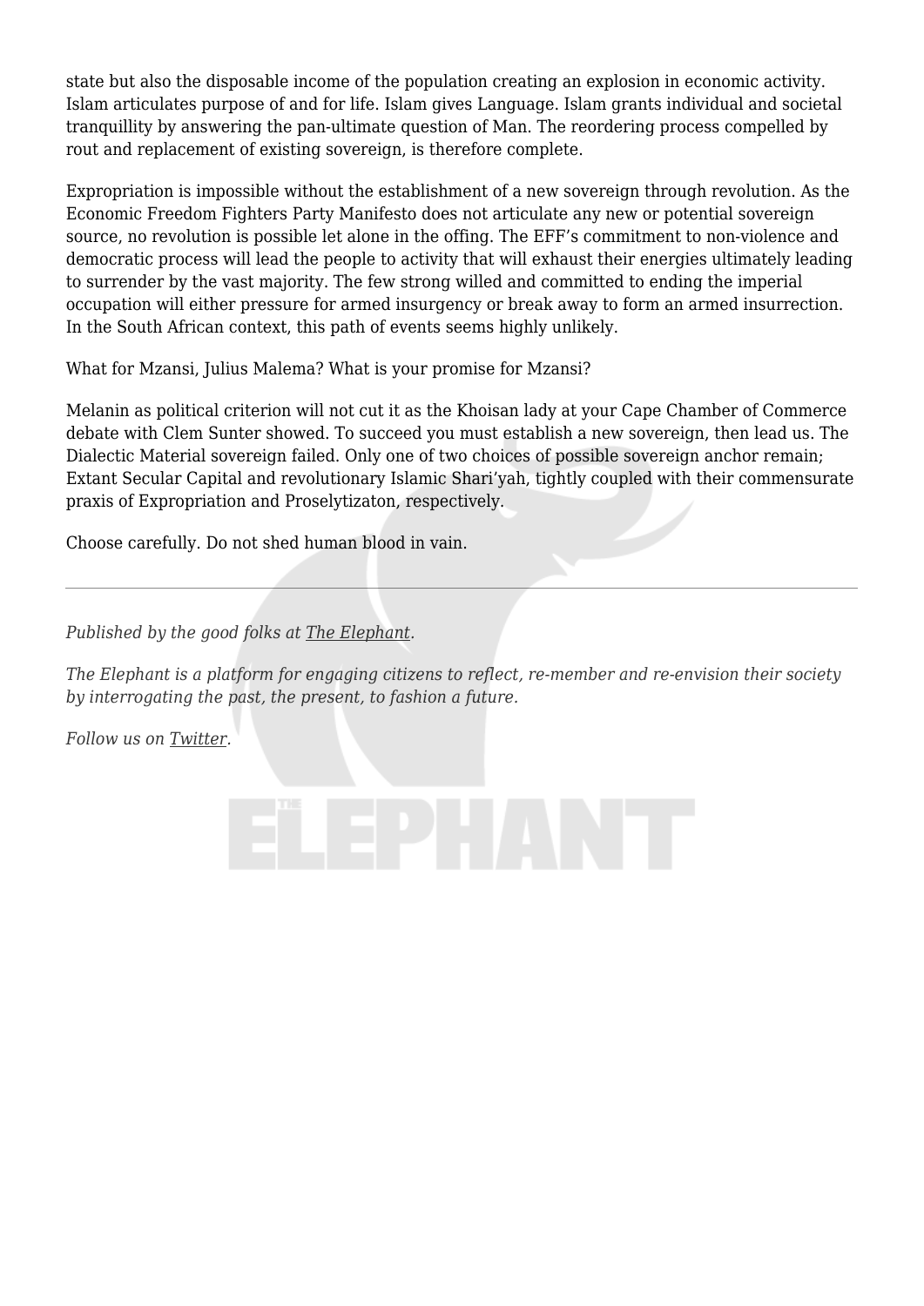state but also the disposable income of the population creating an explosion in economic activity. Islam articulates purpose of and for life. Islam gives Language. Islam grants individual and societal tranquillity by answering the pan-ultimate question of Man. The reordering process compelled by rout and replacement of existing sovereign, is therefore complete.

Expropriation is impossible without the establishment of a new sovereign through revolution. As the Economic Freedom Fighters Party Manifesto does not articulate any new or potential sovereign source, no revolution is possible let alone in the offing. The EFF's commitment to non-violence and democratic process will lead the people to activity that will exhaust their energies ultimately leading to surrender by the vast majority. The few strong willed and committed to ending the imperial occupation will either pressure for armed insurgency or break away to form an armed insurrection. In the South African context, this path of events seems highly unlikely.

What for Mzansi, Julius Malema? What is your promise for Mzansi?

Melanin as political criterion will not cut it as the Khoisan lady at your Cape Chamber of Commerce debate with Clem Sunter showed. To succeed you must establish a new sovereign, then lead us. The Dialectic Material sovereign failed. Only one of two choices of possible sovereign anchor remain; Extant Secular Capital and revolutionary Islamic Shari'yah, tightly coupled with their commensurate praxis of Expropriation and Proselytizaton, respectively.

Choose carefully. Do not shed human blood in vain.

---

*Published by the good folks at The Elephant.*

*The Elephant is a platform for engaging citizens to reflect, re-member and re-envision their society by interrogating the past, the present, to fashion a future.*

*Follow us on Twitter.*